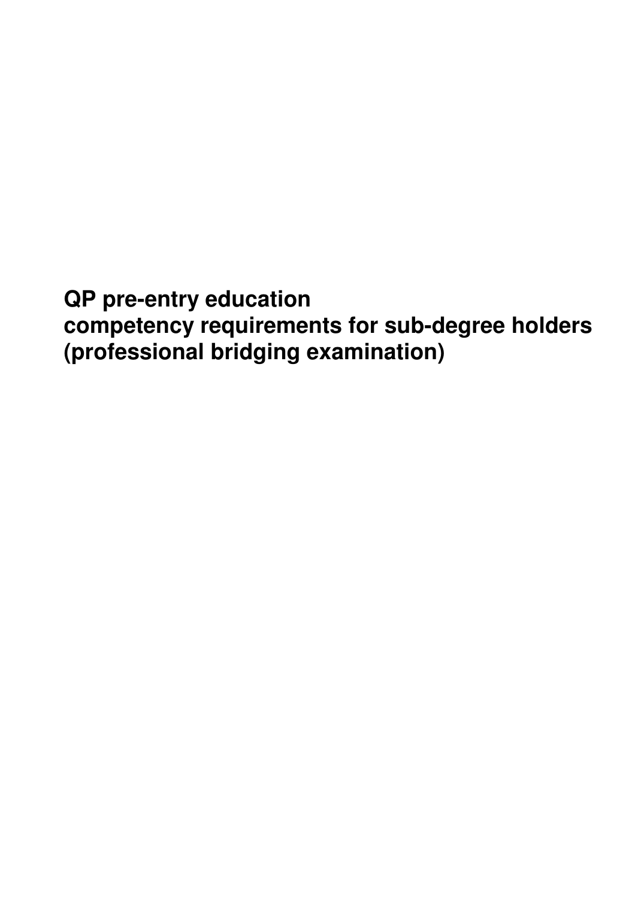# QP pre-entry education competency requirements for sub-degree holders (professional bridging examination)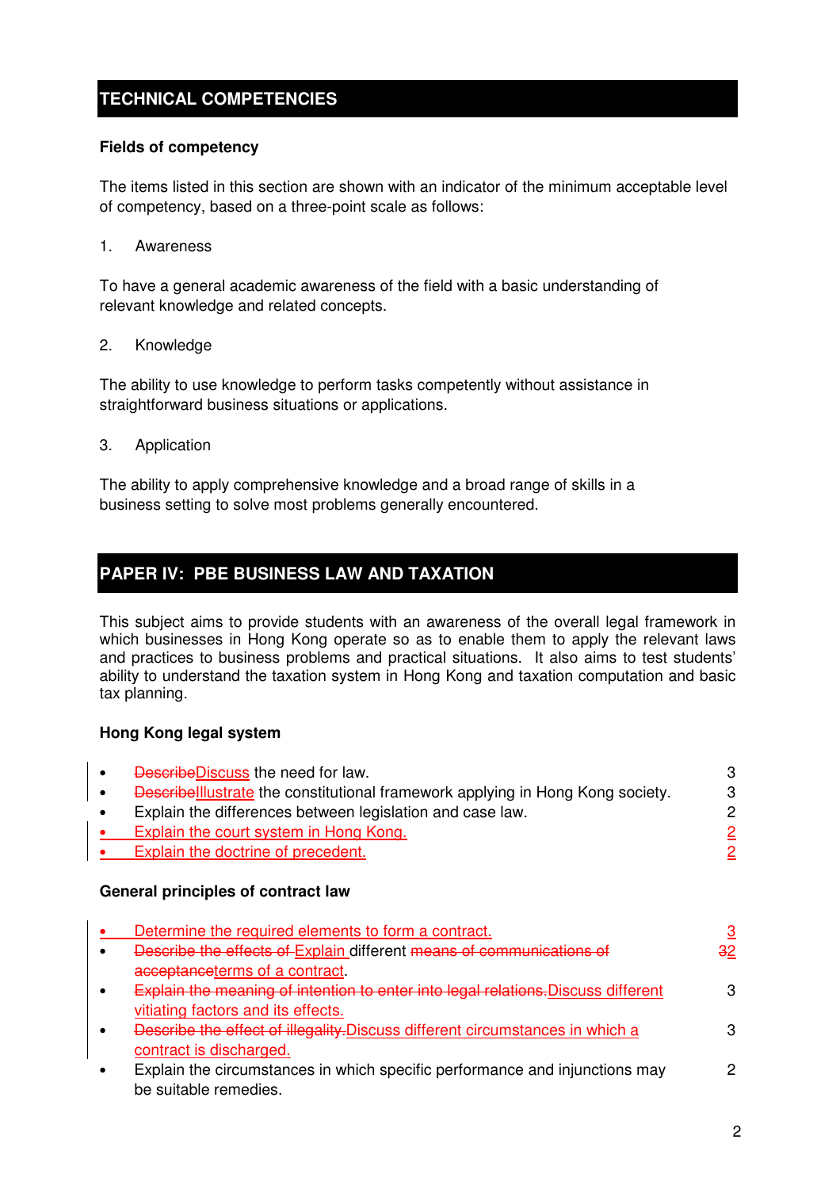## TECHNICAL COMPETENCIES

**Fields of competency**

The items listed in this section are shown with an indicator of the minimum acceptable level of competency, based on a three-point scale as follows:

1. Awareness

To have a general academic awareness of the field with a basic understanding of relevant knowledge and related concepts.

2. Knowledge

The ability to use knowledge to perform tasks competently without assistance in straightforward business situations or applications.

3. Application

The ability to apply comprehensive knowledge and a broad range of skills in a business setting to solve most problems generally encountered.

## PAPER IV: PBE BUSINESS LAW AND TAXATION

This subject aims to provide students with an awareness of the overall legal framework in which businesses in Hong Kong operate so as to enable them to apply the relevant laws and practices to business problems and practical situations. It also aims to test students' ability to understand the taxation system in Hong Kong and taxation computation and basic tax planning.

**Hong Kong legal system**

| Item | Level |
|---|---|
| • ~~Describe~~Discuss the need for law. | 3 |
| • ~~Describe~~Illustrate the constitutional framework applying in Hong Kong society. | 3 |
| • Explain the differences between legislation and case law. | 2 |
| • Explain the court system in Hong Kong. | 2 |
| • Explain the doctrine of precedent. | 2 |

**General principles of contract law**

| Item | Level |
|---|---|
| • Determine the required elements to form a contract. | 3 |
| • ~~Describe the effects of~~ Explain different ~~means of communications of acceptance~~terms of a contract. | ~~3~~2 |
| • ~~Explain the meaning of intention to enter into legal relations.~~Discuss different vitiating factors and its effects. | 3 |
| • ~~Describe the effect of illegality.~~Discuss different circumstances in which a contract is discharged. | 3 |
| • Explain the circumstances in which specific performance and injunctions may be suitable remedies. | 2 |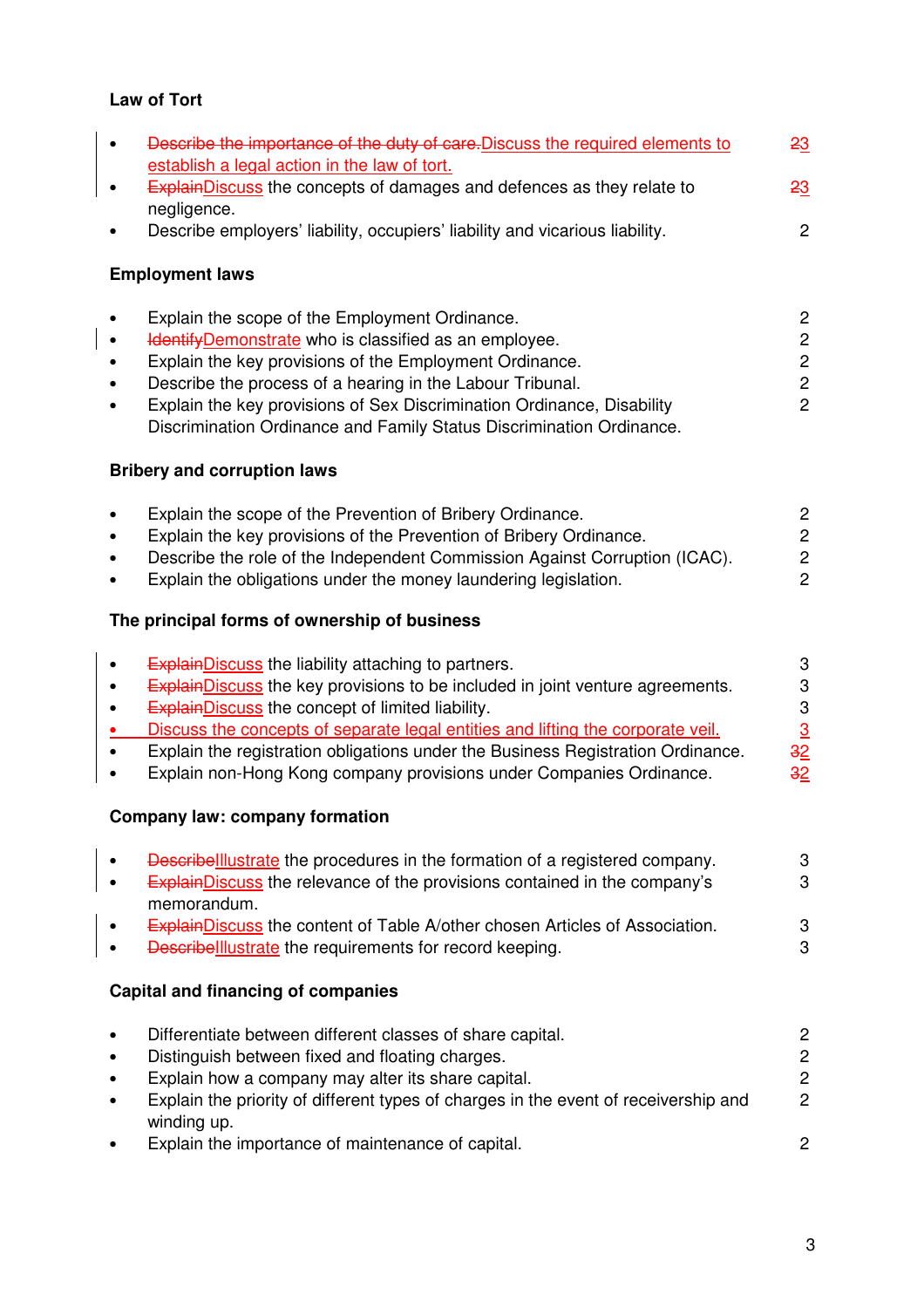### Law of Tort

- ~~Describe the importance of the duty of care.~~Discuss the required elements to establish a legal action in the law of tort. ~~2~~3
- ~~Explain~~Discuss the concepts of damages and defences as they relate to negligence. ~~2~~3
- Describe employers' liability, occupiers' liability and vicarious liability. 2

### Employment laws

- Explain the scope of the Employment Ordinance. 2
- ~~Identify~~Demonstrate who is classified as an employee. 2
- Explain the key provisions of the Employment Ordinance. 2
- Describe the process of a hearing in the Labour Tribunal. 2
- Explain the key provisions of Sex Discrimination Ordinance, Disability Discrimination Ordinance and Family Status Discrimination Ordinance. 2

### Bribery and corruption laws

- Explain the scope of the Prevention of Bribery Ordinance. 2
- Explain the key provisions of the Prevention of Bribery Ordinance. 2
- Describe the role of the Independent Commission Against Corruption (ICAC). 2
- Explain the obligations under the money laundering legislation. 2

### The principal forms of ownership of business

- ~~Explain~~Discuss the liability attaching to partners. 3
- ~~Explain~~Discuss the key provisions to be included in joint venture agreements. 3
- ~~Explain~~Discuss the concept of limited liability. 3
- Discuss the concepts of separate legal entities and lifting the corporate veil. 3
- Explain the registration obligations under the Business Registration Ordinance. ~~3~~2
- Explain non-Hong Kong company provisions under Companies Ordinance. ~~3~~2

### Company law: company formation

- ~~Describe~~Illustrate the procedures in the formation of a registered company. 3
- ~~Explain~~Discuss the relevance of the provisions contained in the company's memorandum. 3
- ~~Explain~~Discuss the content of Table A/other chosen Articles of Association. 3
- ~~Describe~~Illustrate the requirements for record keeping. 3

### Capital and financing of companies

- Differentiate between different classes of share capital. 2
- Distinguish between fixed and floating charges. 2
- Explain how a company may alter its share capital. 2
- Explain the priority of different types of charges in the event of receivership and winding up. 2
- Explain the importance of maintenance of capital. 2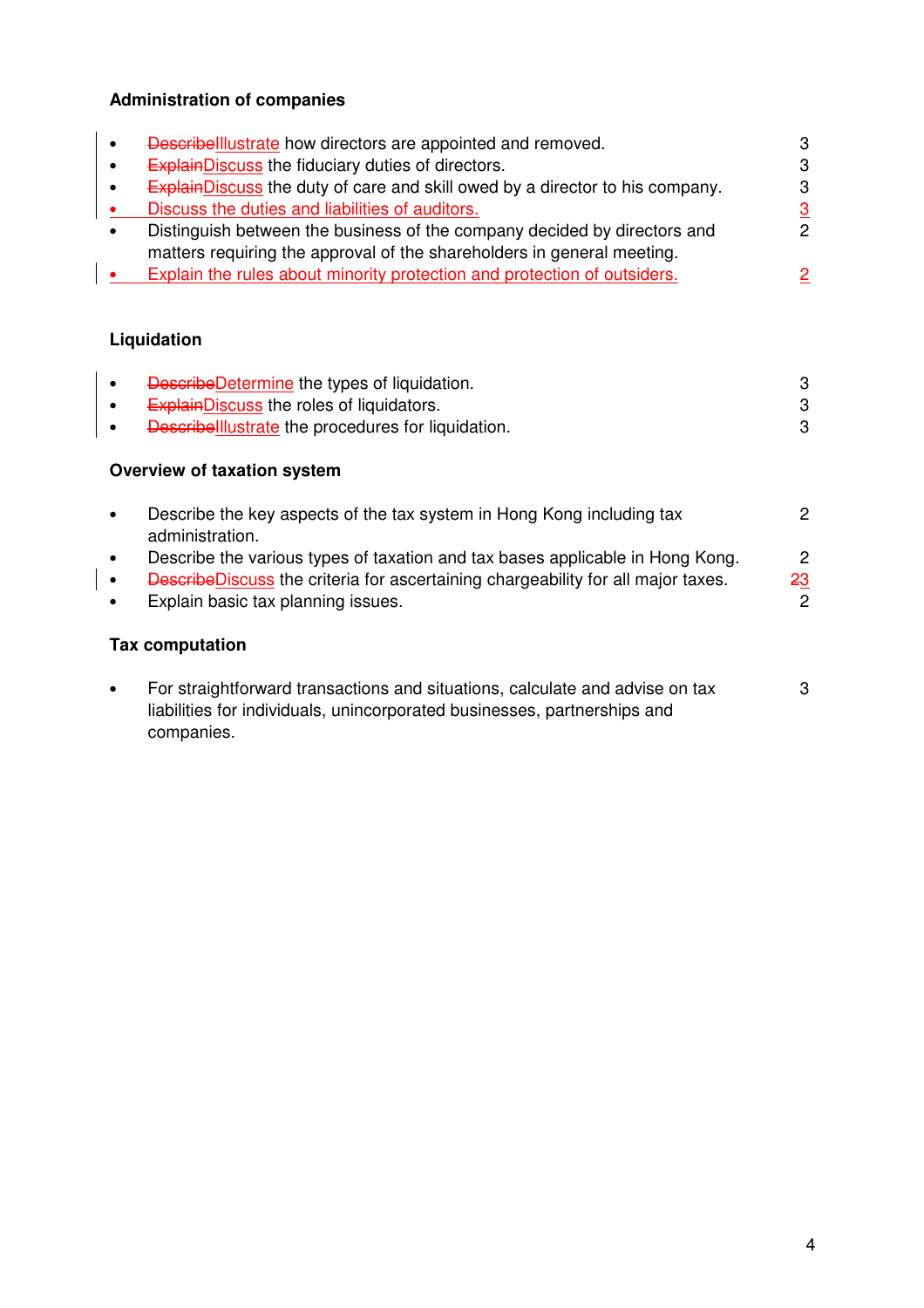### Administration of companies

| | |
|---|---|
| • ~~Describe~~Illustrate how directors are appointed and removed. | 3 |
| • ~~Explain~~Discuss the fiduciary duties of directors. | 3 |
| • ~~Explain~~Discuss the duty of care and skill owed by a director to his company. | 3 |
| • Discuss the duties and liabilities of auditors. | 3 |
| • Distinguish between the business of the company decided by directors and matters requiring the approval of the shareholders in general meeting. | 2 |
| • Explain the rules about minority protection and protection of outsiders. | 2 |

### Liquidation

| | |
|---|---|
| • ~~Describe~~Determine the types of liquidation. | 3 |
| • ~~Explain~~Discuss the roles of liquidators. | 3 |
| • ~~Describe~~Illustrate the procedures for liquidation. | 3 |

### Overview of taxation system

| | |
|---|---|
| • Describe the key aspects of the tax system in Hong Kong including tax administration. | 2 |
| • Describe the various types of taxation and tax bases applicable in Hong Kong. | 2 |
| • ~~Describe~~Discuss the criteria for ascertaining chargeability for all major taxes. | ~~2~~3 |
| • Explain basic tax planning issues. | 2 |

### Tax computation

| | |
|---|---|
| • For straightforward transactions and situations, calculate and advise on tax liabilities for individuals, unincorporated businesses, partnerships and companies. | 3 |